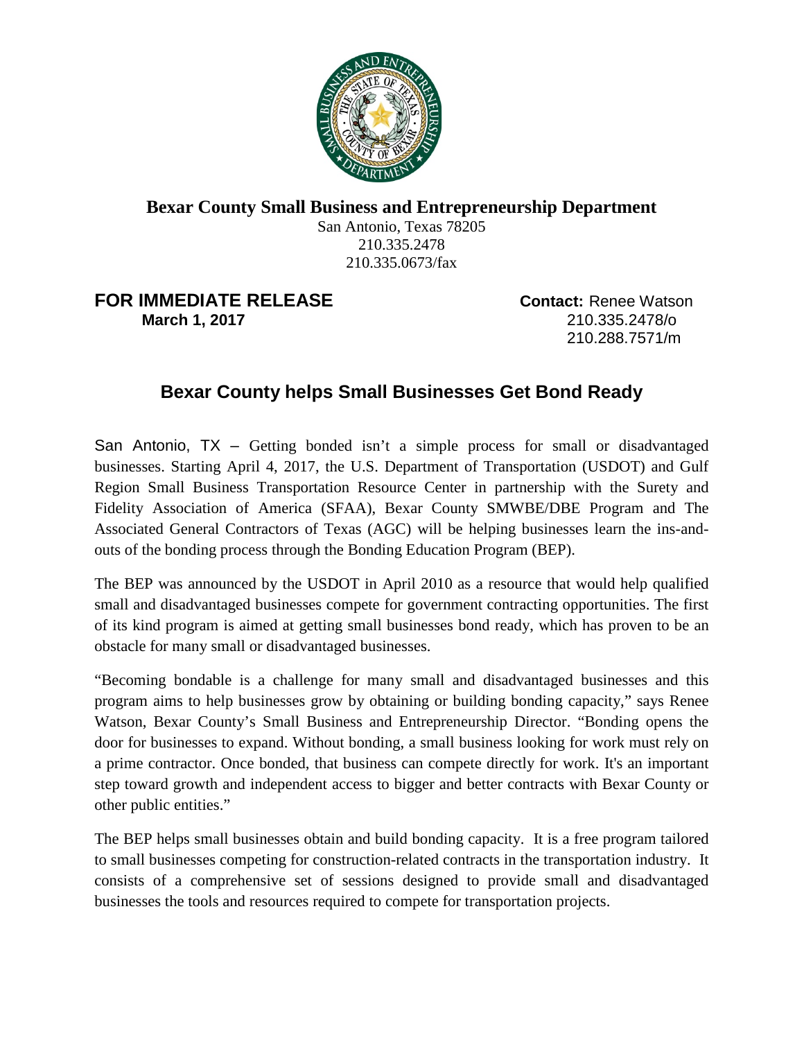**Bexar County Small Business and Entrepreneurship Department**

San Antonio, Texas 78205
210.335.2478
210.335.0673/fax

**FOR IMMEDIATE RELEASE**
**March 1, 2017**

**Contact:** Renee Watson
210.335.2478/o
210.288.7571/m

## Bexar County helps Small Businesses Get Bond Ready

San Antonio, TX – Getting bonded isn't a simple process for small or disadvantaged businesses. Starting April 4, 2017, the U.S. Department of Transportation (USDOT) and Gulf Region Small Business Transportation Resource Center in partnership with the Surety and Fidelity Association of America (SFAA), Bexar County SMWBE/DBE Program and The Associated General Contractors of Texas (AGC) will be helping businesses learn the ins-and-outs of the bonding process through the Bonding Education Program (BEP).

The BEP was announced by the USDOT in April 2010 as a resource that would help qualified small and disadvantaged businesses compete for government contracting opportunities. The first of its kind program is aimed at getting small businesses bond ready, which has proven to be an obstacle for many small or disadvantaged businesses.

"Becoming bondable is a challenge for many small and disadvantaged businesses and this program aims to help businesses grow by obtaining or building bonding capacity," says Renee Watson, Bexar County's Small Business and Entrepreneurship Director. "Bonding opens the door for businesses to expand. Without bonding, a small business looking for work must rely on a prime contractor. Once bonded, that business can compete directly for work. It's an important step toward growth and independent access to bigger and better contracts with Bexar County or other public entities."

The BEP helps small businesses obtain and build bonding capacity. It is a free program tailored to small businesses competing for construction-related contracts in the transportation industry. It consists of a comprehensive set of sessions designed to provide small and disadvantaged businesses the tools and resources required to compete for transportation projects.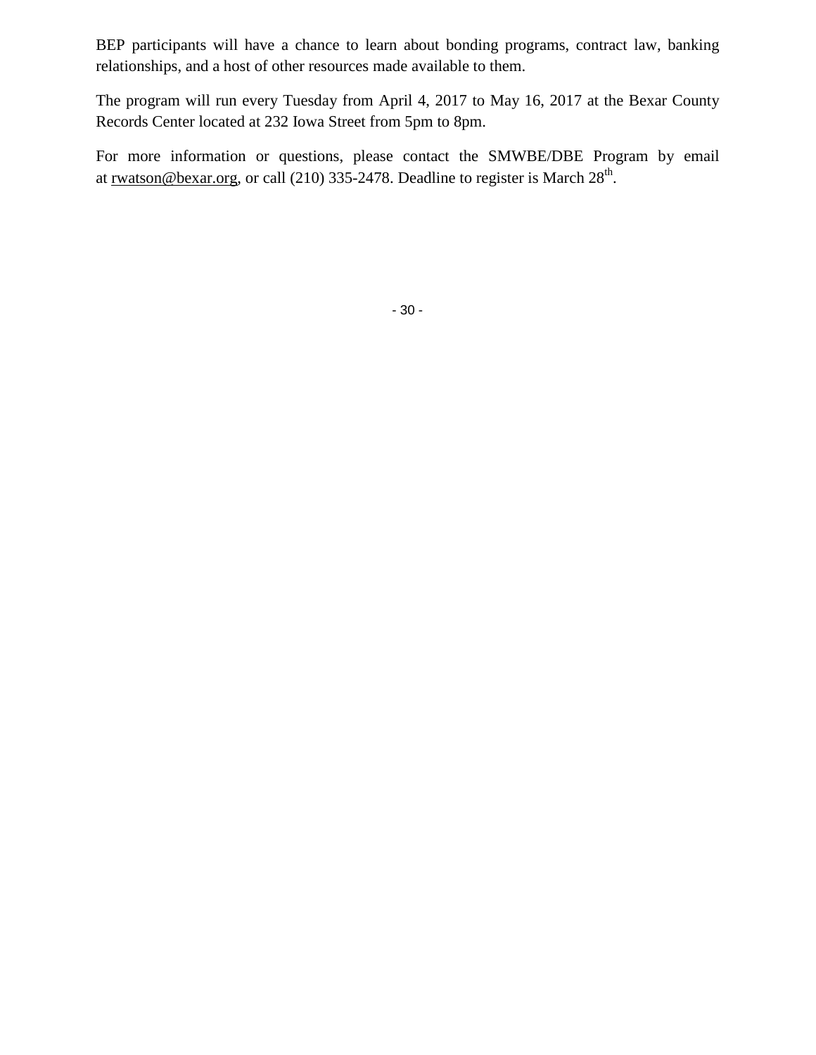BEP participants will have a chance to learn about bonding programs, contract law, banking relationships, and a host of other resources made available to them.

The program will run every Tuesday from April 4, 2017 to May 16, 2017 at the Bexar County Records Center located at 232 Iowa Street from 5pm to 8pm.

For more information or questions, please contact the SMWBE/DBE Program by email at rwatson@bexar.org, or call (210) 335-2478. Deadline to register is March 28th.